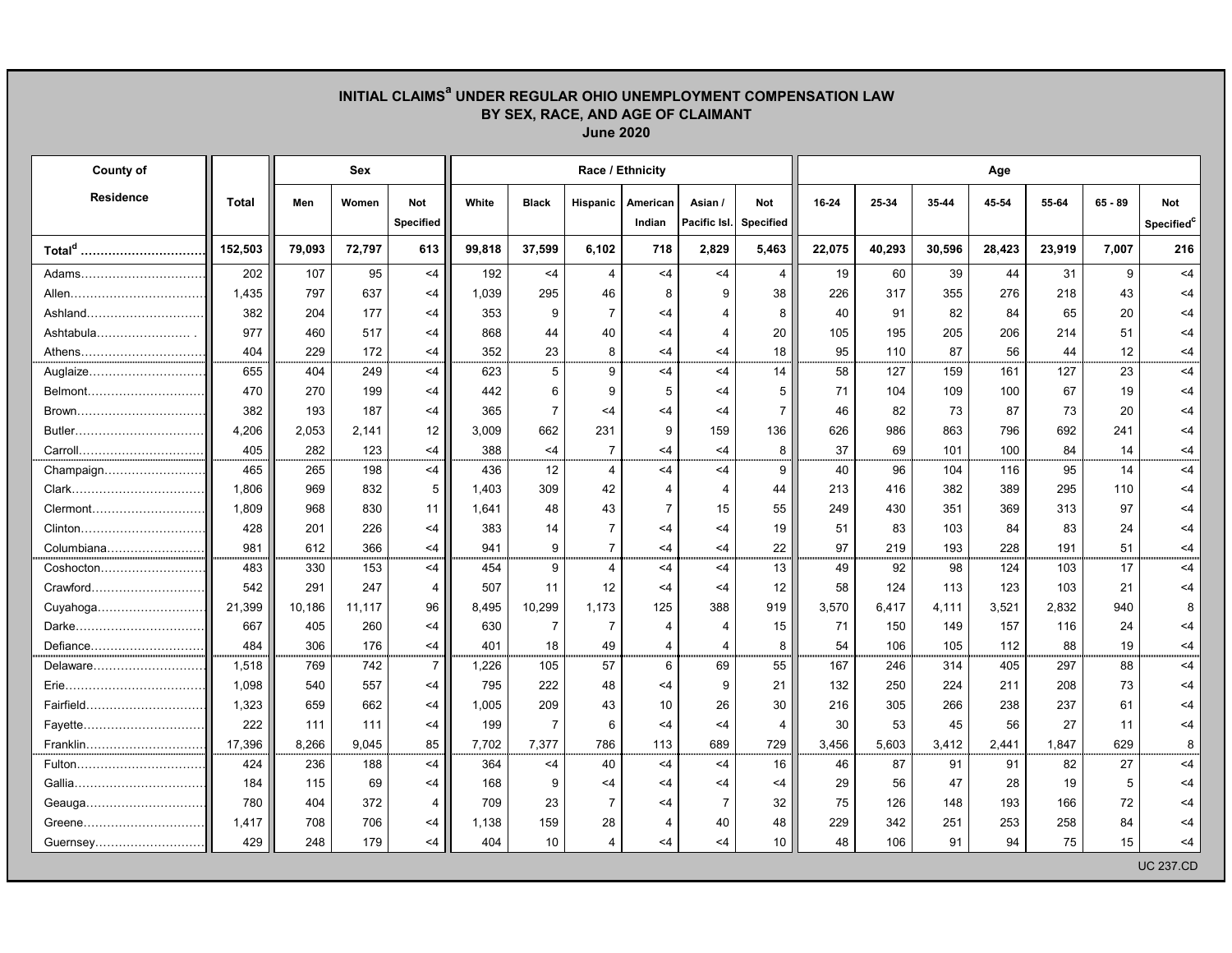## INITIAL CLAIMS[a] UNDER REGULAR OHIO UNEMPLOYMENT COMPENSATION LAW BY SEX, RACE, AND AGE OF CLAIMANT

### June 2020

| County of Residence | Total | Sex | | | Race / Ethnicity | | | | | | Age | | | | | | |
|---|---|---|---|---|---|---|---|---|---|---|---|---|---|---|---|---|---|
| | | Men | Women | Not Specified | White | Black | Hispanic | American Indian | Asian / Pacific Isl. | Not Specified | 16-24 | 25-34 | 35-44 | 45-54 | 55-64 | 65 - 89 | Not Specified[c] |
| **Total[d]** | **152,503** | **79,093** | **72,797** | **613** | **99,818** | **37,599** | **6,102** | **718** | **2,829** | **5,463** | **22,075** | **40,293** | **30,596** | **28,423** | **23,919** | **7,007** | **216** |
| Adams | 202 | 107 | 95 | <4 | 192 | <4 | 4 | <4 | <4 | 4 | 19 | 60 | 39 | 44 | 31 | 9 | <4 |
| Allen | 1,435 | 797 | 637 | <4 | 1,039 | 295 | 46 | 8 | 9 | 38 | 226 | 317 | 355 | 276 | 218 | 43 | <4 |
| Ashland | 382 | 204 | 177 | <4 | 353 | 9 | 7 | <4 | 4 | 8 | 40 | 91 | 82 | 84 | 65 | 20 | <4 |
| Ashtabula | 977 | 460 | 517 | <4 | 868 | 44 | 40 | <4 | 4 | 20 | 105 | 195 | 205 | 206 | 214 | 51 | <4 |
| Athens | 404 | 229 | 172 | <4 | 352 | 23 | 8 | <4 | <4 | 18 | 95 | 110 | 87 | 56 | 44 | 12 | <4 |
| Auglaize | 655 | 404 | 249 | <4 | 623 | 5 | 9 | <4 | <4 | 14 | 58 | 127 | 159 | 161 | 127 | 23 | <4 |
| Belmont | 470 | 270 | 199 | <4 | 442 | 6 | 9 | 5 | <4 | 5 | 71 | 104 | 109 | 100 | 67 | 19 | <4 |
| Brown | 382 | 193 | 187 | <4 | 365 | 7 | <4 | <4 | <4 | 7 | 46 | 82 | 73 | 87 | 73 | 20 | <4 |
| Butler | 4,206 | 2,053 | 2,141 | 12 | 3,009 | 662 | 231 | 9 | 159 | 136 | 626 | 986 | 863 | 796 | 692 | 241 | <4 |
| Carroll | 405 | 282 | 123 | <4 | 388 | <4 | 7 | <4 | <4 | 8 | 37 | 69 | 101 | 100 | 84 | 14 | <4 |
| Champaign | 465 | 265 | 198 | <4 | 436 | 12 | 4 | <4 | <4 | 9 | 40 | 96 | 104 | 116 | 95 | 14 | <4 |
| Clark | 1,806 | 969 | 832 | 5 | 1,403 | 309 | 42 | 4 | 4 | 44 | 213 | 416 | 382 | 389 | 295 | 110 | <4 |
| Clermont | 1,809 | 968 | 830 | 11 | 1,641 | 48 | 43 | 7 | 15 | 55 | 249 | 430 | 351 | 369 | 313 | 97 | <4 |
| Clinton | 428 | 201 | 226 | <4 | 383 | 14 | 7 | <4 | <4 | 19 | 51 | 83 | 103 | 84 | 83 | 24 | <4 |
| Columbiana | 981 | 612 | 366 | <4 | 941 | 9 | 7 | <4 | <4 | 22 | 97 | 219 | 193 | 228 | 191 | 51 | <4 |
| Coshocton | 483 | 330 | 153 | <4 | 454 | 9 | 4 | <4 | <4 | 13 | 49 | 92 | 98 | 124 | 103 | 17 | <4 |
| Crawford | 542 | 291 | 247 | 4 | 507 | 11 | 12 | <4 | <4 | 12 | 58 | 124 | 113 | 123 | 103 | 21 | <4 |
| Cuyahoga | 21,399 | 10,186 | 11,117 | 96 | 8,495 | 10,299 | 1,173 | 125 | 388 | 919 | 3,570 | 6,417 | 4,111 | 3,521 | 2,832 | 940 | 8 |
| Darke | 667 | 405 | 260 | <4 | 630 | 7 | 7 | 4 | 4 | 15 | 71 | 150 | 149 | 157 | 116 | 24 | <4 |
| Defiance | 484 | 306 | 176 | <4 | 401 | 18 | 49 | 4 | 4 | 8 | 54 | 106 | 105 | 112 | 88 | 19 | <4 |
| Delaware | 1,518 | 769 | 742 | 7 | 1,226 | 105 | 57 | 6 | 69 | 55 | 167 | 246 | 314 | 405 | 297 | 88 | <4 |
| Erie | 1,098 | 540 | 557 | <4 | 795 | 222 | 48 | <4 | 9 | 21 | 132 | 250 | 224 | 211 | 208 | 73 | <4 |
| Fairfield | 1,323 | 659 | 662 | <4 | 1,005 | 209 | 43 | 10 | 26 | 30 | 216 | 305 | 266 | 238 | 237 | 61 | <4 |
| Fayette | 222 | 111 | 111 | <4 | 199 | 7 | 6 | <4 | <4 | 4 | 30 | 53 | 45 | 56 | 27 | 11 | <4 |
| Franklin | 17,396 | 8,266 | 9,045 | 85 | 7,702 | 7,377 | 786 | 113 | 689 | 729 | 3,456 | 5,603 | 3,412 | 2,441 | 1,847 | 629 | 8 |
| Fulton | 424 | 236 | 188 | <4 | 364 | <4 | 40 | <4 | <4 | 16 | 46 | 87 | 91 | 91 | 82 | 27 | <4 |
| Gallia | 184 | 115 | 69 | <4 | 168 | 9 | <4 | <4 | <4 | <4 | 29 | 56 | 47 | 28 | 19 | 5 | <4 |
| Geauga | 780 | 404 | 372 | 4 | 709 | 23 | 7 | <4 | 7 | 32 | 75 | 126 | 148 | 193 | 166 | 72 | <4 |
| Greene | 1,417 | 708 | 706 | <4 | 1,138 | 159 | 28 | 4 | 40 | 48 | 229 | 342 | 251 | 253 | 258 | 84 | <4 |
| Guernsey | 429 | 248 | 179 | <4 | 404 | 10 | 4 | <4 | <4 | 10 | 48 | 106 | 91 | 94 | 75 | 15 | <4 |

UC 237.CD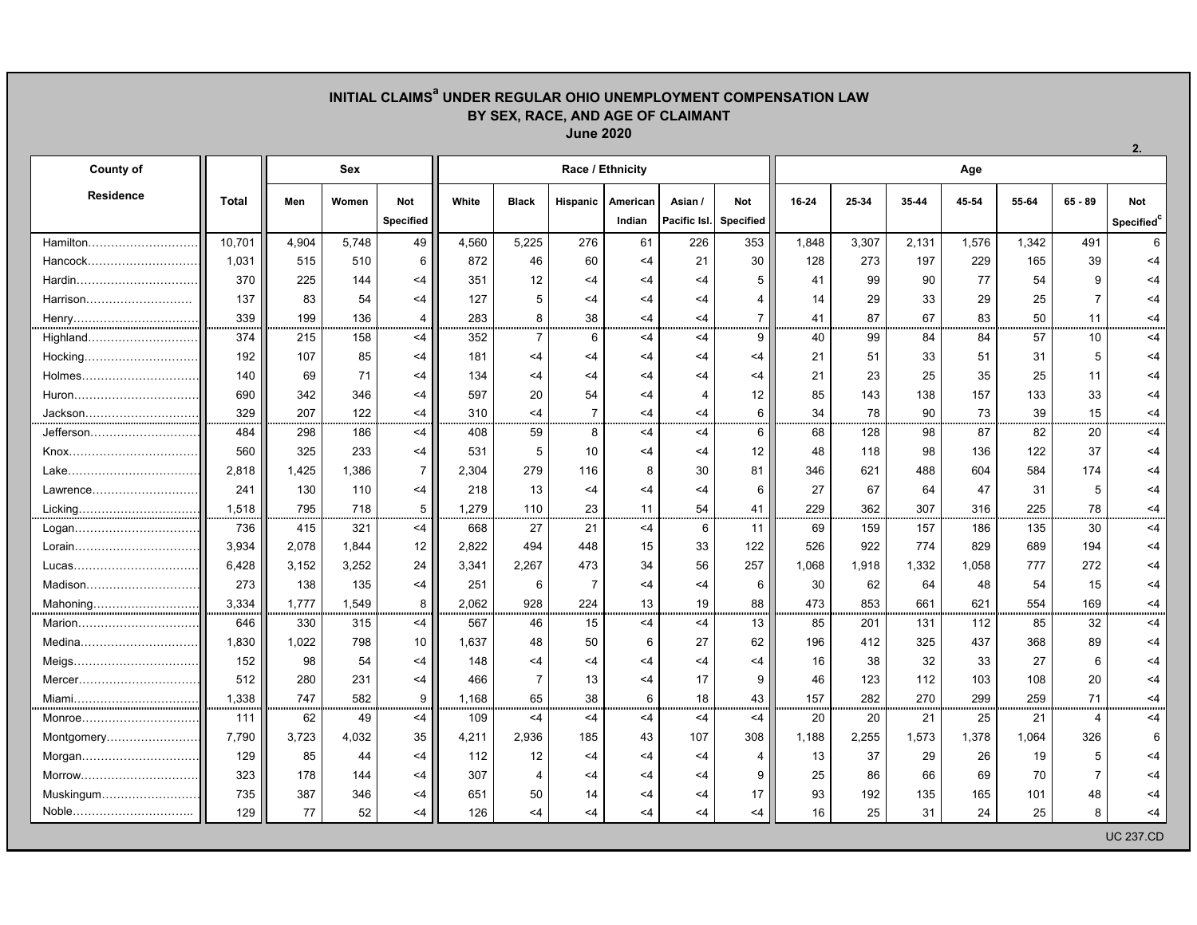## INITIAL CLAIMS[a] UNDER REGULAR OHIO UNEMPLOYMENT COMPENSATION LAW BY SEX, RACE, AND AGE OF CLAIMANT

### June 2020

2.

| County of Residence | Total | Sex | | | Race / Ethnicity | | | | | | Age | | | | | | |
|---|---|---|---|---|---|---|---|---|---|---|---|---|---|---|---|---|---|
| | | Men | Women | Not Specified | White | Black | Hispanic | American Indian | Asian / Pacific Isl. | Not Specified | 16-24 | 25-34 | 35-44 | 45-54 | 55-64 | 65 - 89 | Not Specified[c] |
| Hamilton | 10,701 | 4,904 | 5,748 | 49 | 4,560 | 5,225 | 276 | 61 | 226 | 353 | 1,848 | 3,307 | 2,131 | 1,576 | 1,342 | 491 | 6 |
| Hancock | 1,031 | 515 | 510 | 6 | 872 | 46 | 60 | <4 | 21 | 30 | 128 | 273 | 197 | 229 | 165 | 39 | <4 |
| Hardin | 370 | 225 | 144 | <4 | 351 | 12 | <4 | <4 | <4 | 5 | 41 | 99 | 90 | 77 | 54 | 9 | <4 |
| Harrison | 137 | 83 | 54 | <4 | 127 | 5 | <4 | <4 | <4 | 4 | 14 | 29 | 33 | 29 | 25 | 7 | <4 |
| Henry | 339 | 199 | 136 | 4 | 283 | 8 | 38 | <4 | <4 | 7 | 41 | 87 | 67 | 83 | 50 | 11 | <4 |
| Highland | 374 | 215 | 158 | <4 | 352 | 7 | 6 | <4 | <4 | 9 | 40 | 99 | 84 | 84 | 57 | 10 | <4 |
| Hocking | 192 | 107 | 85 | <4 | 181 | <4 | <4 | <4 | <4 | <4 | 21 | 51 | 33 | 51 | 31 | 5 | <4 |
| Holmes | 140 | 69 | 71 | <4 | 134 | <4 | <4 | <4 | <4 | <4 | 21 | 23 | 25 | 35 | 25 | 11 | <4 |
| Huron | 690 | 342 | 346 | <4 | 597 | 20 | 54 | <4 | 4 | 12 | 85 | 143 | 138 | 157 | 133 | 33 | <4 |
| Jackson | 329 | 207 | 122 | <4 | 310 | <4 | 7 | <4 | <4 | 6 | 34 | 78 | 90 | 73 | 39 | 15 | <4 |
| Jefferson | 484 | 298 | 186 | <4 | 408 | 59 | 8 | <4 | <4 | 6 | 68 | 128 | 98 | 87 | 82 | 20 | <4 |
| Knox | 560 | 325 | 233 | <4 | 531 | 5 | 10 | <4 | <4 | 12 | 48 | 118 | 98 | 136 | 122 | 37 | <4 |
| Lake | 2,818 | 1,425 | 1,386 | 7 | 2,304 | 279 | 116 | 8 | 30 | 81 | 346 | 621 | 488 | 604 | 584 | 174 | <4 |
| Lawrence | 241 | 130 | 110 | <4 | 218 | 13 | <4 | <4 | <4 | 6 | 27 | 67 | 64 | 47 | 31 | 5 | <4 |
| Licking | 1,518 | 795 | 718 | 5 | 1,279 | 110 | 23 | 11 | 54 | 41 | 229 | 362 | 307 | 316 | 225 | 78 | <4 |
| Logan | 736 | 415 | 321 | <4 | 668 | 27 | 21 | <4 | 6 | 11 | 69 | 159 | 157 | 186 | 135 | 30 | <4 |
| Lorain | 3,934 | 2,078 | 1,844 | 12 | 2,822 | 494 | 448 | 15 | 33 | 122 | 526 | 922 | 774 | 829 | 689 | 194 | <4 |
| Lucas | 6,428 | 3,152 | 3,252 | 24 | 3,341 | 2,267 | 473 | 34 | 56 | 257 | 1,068 | 1,918 | 1,332 | 1,058 | 777 | 272 | <4 |
| Madison | 273 | 138 | 135 | <4 | 251 | 6 | 7 | <4 | <4 | 6 | 30 | 62 | 64 | 48 | 54 | 15 | <4 |
| Mahoning | 3,334 | 1,777 | 1,549 | 8 | 2,062 | 928 | 224 | 13 | 19 | 88 | 473 | 853 | 661 | 621 | 554 | 169 | <4 |
| Marion | 646 | 330 | 315 | <4 | 567 | 46 | 15 | <4 | <4 | 13 | 85 | 201 | 131 | 112 | 85 | 32 | <4 |
| Medina | 1,830 | 1,022 | 798 | 10 | 1,637 | 48 | 50 | 6 | 27 | 62 | 196 | 412 | 325 | 437 | 368 | 89 | <4 |
| Meigs | 152 | 98 | 54 | <4 | 148 | <4 | <4 | <4 | <4 | <4 | 16 | 38 | 32 | 33 | 27 | 6 | <4 |
| Mercer | 512 | 280 | 231 | <4 | 466 | 7 | 13 | <4 | 17 | 9 | 46 | 123 | 112 | 103 | 108 | 20 | <4 |
| Miami | 1,338 | 747 | 582 | 9 | 1,168 | 65 | 38 | 6 | 18 | 43 | 157 | 282 | 270 | 299 | 259 | 71 | <4 |
| Monroe | 111 | 62 | 49 | <4 | 109 | <4 | <4 | <4 | <4 | <4 | 20 | 20 | 21 | 25 | 21 | 4 | <4 |
| Montgomery | 7,790 | 3,723 | 4,032 | 35 | 4,211 | 2,936 | 185 | 43 | 107 | 308 | 1,188 | 2,255 | 1,573 | 1,378 | 1,064 | 326 | 6 |
| Morgan | 129 | 85 | 44 | <4 | 112 | 12 | <4 | <4 | <4 | 4 | 13 | 37 | 29 | 26 | 19 | 5 | <4 |
| Morrow | 323 | 178 | 144 | <4 | 307 | 4 | <4 | <4 | <4 | 9 | 25 | 86 | 66 | 69 | 70 | 7 | <4 |
| Muskingum | 735 | 387 | 346 | <4 | 651 | 50 | 14 | <4 | <4 | 17 | 93 | 192 | 135 | 165 | 101 | 48 | <4 |
| Noble | 129 | 77 | 52 | <4 | 126 | <4 | <4 | <4 | <4 | <4 | 16 | 25 | 31 | 24 | 25 | 8 | <4 |

UC 237.CD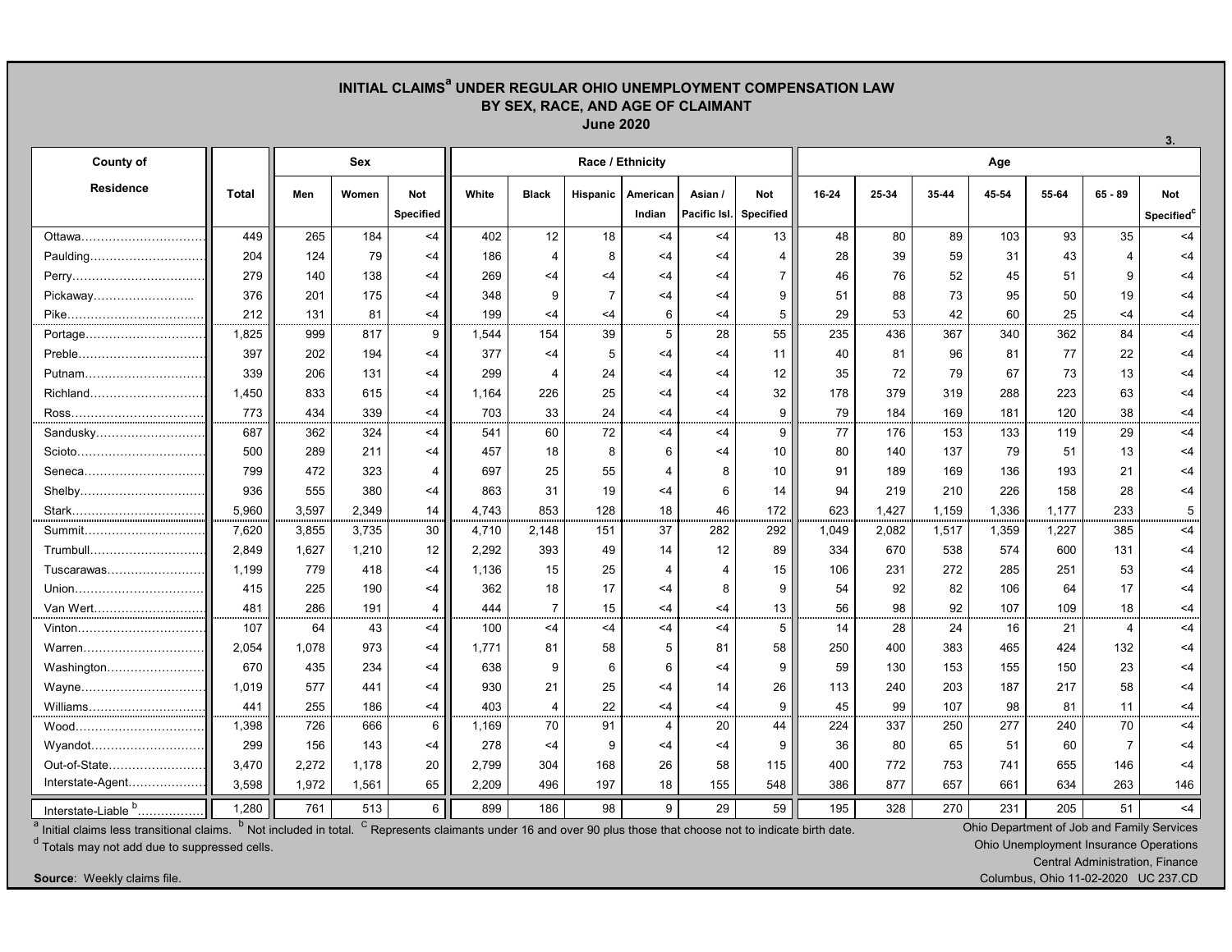# INITIAL CLAIMS[a] UNDER REGULAR OHIO UNEMPLOYMENT COMPENSATION LAW
## BY SEX, RACE, AND AGE OF CLAIMANT
### June 2020

3.

| County of Residence | Total | Sex | | | Race / Ethnicity | | | | | | Age | | | | | | |
|---|---|---|---|---|---|---|---|---|---|---|---|---|---|---|---|---|---|
| | | Men | Women | Not Specified | White | Black | Hispanic | American Indian | Asian / Pacific Isl. | Not Specified | 16-24 | 25-34 | 35-44 | 45-54 | 55-64 | 65 - 89 | Not Specified[c] |
| Ottawa | 449 | 265 | 184 | <4 | 402 | 12 | 18 | <4 | <4 | 13 | 48 | 80 | 89 | 103 | 93 | 35 | <4 |
| Paulding | 204 | 124 | 79 | <4 | 186 | 4 | 8 | <4 | <4 | 4 | 28 | 39 | 59 | 31 | 43 | 4 | <4 |
| Perry | 279 | 140 | 138 | <4 | 269 | <4 | <4 | <4 | <4 | 7 | 46 | 76 | 52 | 45 | 51 | 9 | <4 |
| Pickaway | 376 | 201 | 175 | <4 | 348 | 9 | 7 | <4 | <4 | 9 | 51 | 88 | 73 | 95 | 50 | 19 | <4 |
| Pike | 212 | 131 | 81 | <4 | 199 | <4 | <4 | 6 | <4 | 5 | 29 | 53 | 42 | 60 | 25 | <4 | <4 |
| Portage | 1,825 | 999 | 817 | 9 | 1,544 | 154 | 39 | 5 | 28 | 55 | 235 | 436 | 367 | 340 | 362 | 84 | <4 |
| Preble | 397 | 202 | 194 | <4 | 377 | <4 | 5 | <4 | <4 | 11 | 40 | 81 | 96 | 81 | 77 | 22 | <4 |
| Putnam | 339 | 206 | 131 | <4 | 299 | 4 | 24 | <4 | <4 | 12 | 35 | 72 | 79 | 67 | 73 | 13 | <4 |
| Richland | 1,450 | 833 | 615 | <4 | 1,164 | 226 | 25 | <4 | <4 | 32 | 178 | 379 | 319 | 288 | 223 | 63 | <4 |
| Ross | 773 | 434 | 339 | <4 | 703 | 33 | 24 | <4 | <4 | 9 | 79 | 184 | 169 | 181 | 120 | 38 | <4 |
| Sandusky | 687 | 362 | 324 | <4 | 541 | 60 | 72 | <4 | <4 | 9 | 77 | 176 | 153 | 133 | 119 | 29 | <4 |
| Scioto | 500 | 289 | 211 | <4 | 457 | 18 | 8 | 6 | <4 | 10 | 80 | 140 | 137 | 79 | 51 | 13 | <4 |
| Seneca | 799 | 472 | 323 | 4 | 697 | 25 | 55 | 4 | 8 | 10 | 91 | 189 | 169 | 136 | 193 | 21 | <4 |
| Shelby | 936 | 555 | 380 | <4 | 863 | 31 | 19 | <4 | 6 | 14 | 94 | 219 | 210 | 226 | 158 | 28 | <4 |
| Stark | 5,960 | 3,597 | 2,349 | 14 | 4,743 | 853 | 128 | 18 | 46 | 172 | 623 | 1,427 | 1,159 | 1,336 | 1,177 | 233 | 5 |
| Summit | 7,620 | 3,855 | 3,735 | 30 | 4,710 | 2,148 | 151 | 37 | 282 | 292 | 1,049 | 2,082 | 1,517 | 1,359 | 1,227 | 385 | <4 |
| Trumbull | 2,849 | 1,627 | 1,210 | 12 | 2,292 | 393 | 49 | 14 | 12 | 89 | 334 | 670 | 538 | 574 | 600 | 131 | <4 |
| Tuscarawas | 1,199 | 779 | 418 | <4 | 1,136 | 15 | 25 | 4 | 4 | 15 | 106 | 231 | 272 | 285 | 251 | 53 | <4 |
| Union | 415 | 225 | 190 | <4 | 362 | 18 | 17 | <4 | 8 | 9 | 54 | 92 | 82 | 106 | 64 | 17 | <4 |
| Van Wert | 481 | 286 | 191 | 4 | 444 | 7 | 15 | <4 | <4 | 13 | 56 | 98 | 92 | 107 | 109 | 18 | <4 |
| Vinton | 107 | 64 | 43 | <4 | 100 | <4 | <4 | <4 | <4 | 5 | 14 | 28 | 24 | 16 | 21 | 4 | <4 |
| Warren | 2,054 | 1,078 | 973 | <4 | 1,771 | 81 | 58 | 5 | 81 | 58 | 250 | 400 | 383 | 465 | 424 | 132 | <4 |
| Washington | 670 | 435 | 234 | <4 | 638 | 9 | 6 | 6 | <4 | 9 | 59 | 130 | 153 | 155 | 150 | 23 | <4 |
| Wayne | 1,019 | 577 | 441 | <4 | 930 | 21 | 25 | <4 | 14 | 26 | 113 | 240 | 203 | 187 | 217 | 58 | <4 |
| Williams | 441 | 255 | 186 | <4 | 403 | 4 | 22 | <4 | <4 | 9 | 45 | 99 | 107 | 98 | 81 | 11 | <4 |
| Wood | 1,398 | 726 | 666 | 6 | 1,169 | 70 | 91 | 4 | 20 | 44 | 224 | 337 | 250 | 277 | 240 | 70 | <4 |
| Wyandot | 299 | 156 | 143 | <4 | 278 | <4 | 9 | <4 | <4 | 9 | 36 | 80 | 65 | 51 | 60 | 7 | <4 |
| Out-of-State | 3,470 | 2,272 | 1,178 | 20 | 2,799 | 304 | 168 | 26 | 58 | 115 | 400 | 772 | 753 | 741 | 655 | 146 | <4 |
| Interstate-Agent | 3,598 | 1,972 | 1,561 | 65 | 2,209 | 496 | 197 | 18 | 155 | 548 | 386 | 877 | 657 | 661 | 634 | 263 | 146 |
| Interstate-Liable[b] | 1,280 | 761 | 513 | 6 | 899 | 186 | 98 | 9 | 29 | 59 | 195 | 328 | 270 | 231 | 205 | 51 | <4 |

[a] Initial claims less transitional claims. [b] Not included in total. [c] Represents claimants under 16 and over 90 plus those that choose not to indicate birth date.
[d] Totals may not add due to suppressed cells.

**Source**: Weekly claims file.

Ohio Department of Job and Family Services
Ohio Unemployment Insurance Operations
Central Administration, Finance
Columbus, Ohio 11-02-2020 UC 237.CD